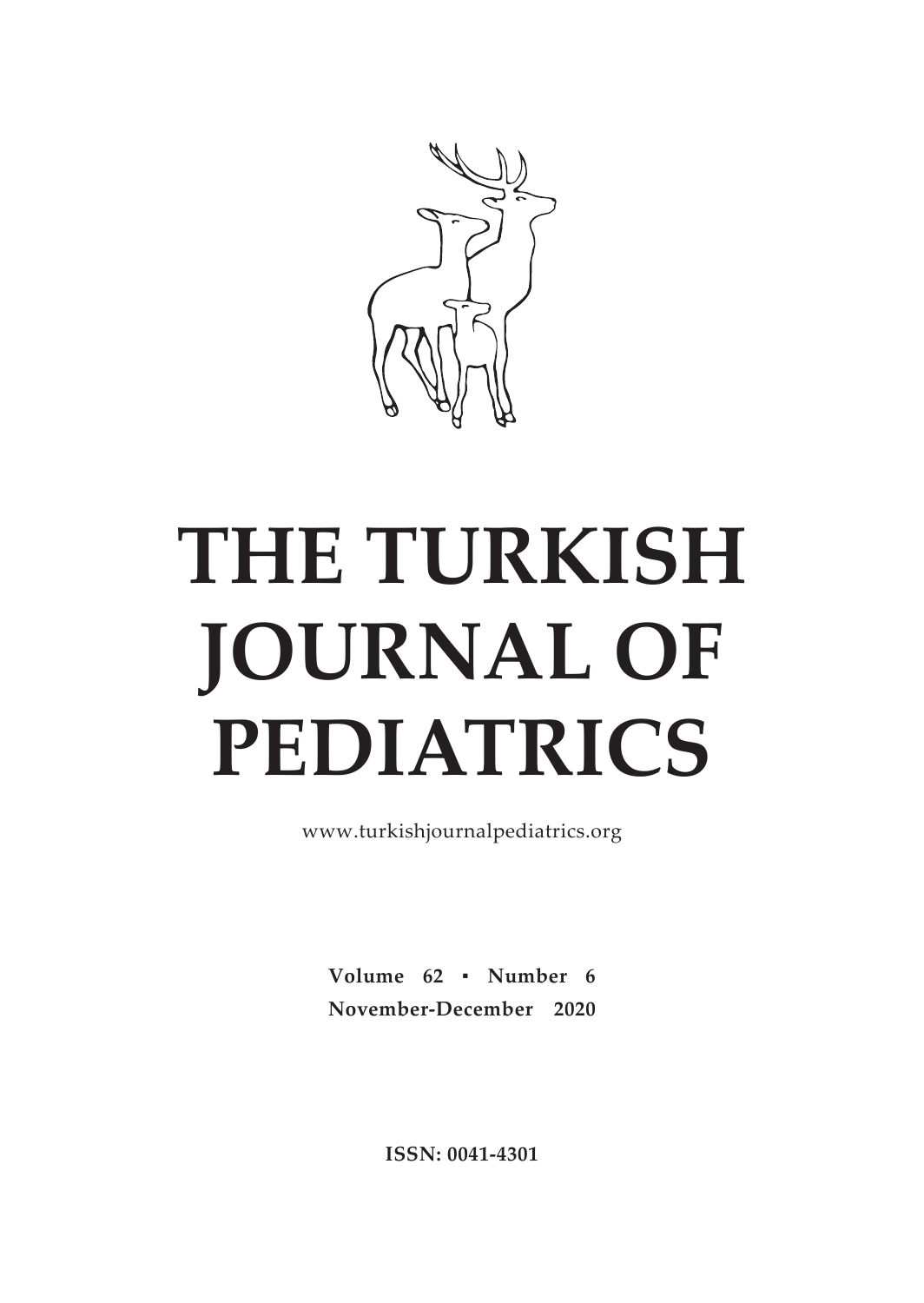# THE TURKISH JOURNAL OF PEDIATRICS

www.turkishjournalpediatrics.org

**Volume 62 ▪ Number 6**
**November-December 2020**

**ISSN: 0041-4301**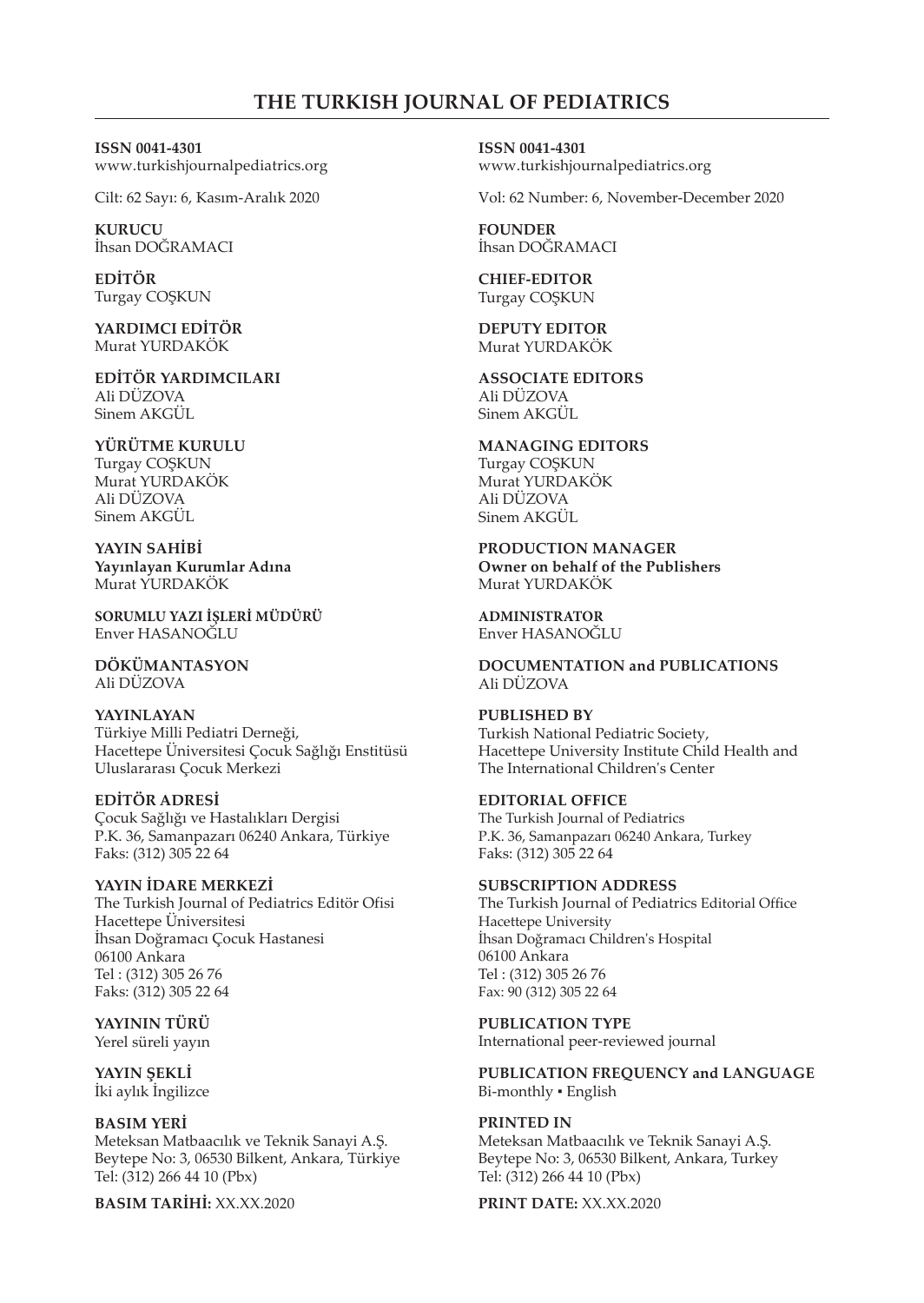# THE TURKISH JOURNAL OF PEDIATRICS

**ISSN 0041-4301**
www.turkishjournalpediatrics.org

Cilt: 62 Sayı: 6, Kasım-Aralık 2020

**KURUCU**
İhsan DOĞRAMACI

**EDİTÖR**
Turgay COŞKUN

**YARDIMCI EDİTÖR**
Murat YURDAKÖK

**EDİTÖR YARDIMCILARI**
Ali DÜZOVA
Sinem AKGÜL

**YÜRÜTME KURULU**
Turgay COŞKUN
Murat YURDAKÖK
Ali DÜZOVA
Sinem AKGÜL

**YAYIN SAHİBİ**
**Yayınlayan Kurumlar Adına**
Murat YURDAKÖK

**SORUMLU YAZI İŞLERİ MÜDÜRÜ**
Enver HASANOĞLU

**DÖKÜMANTASYON**
Ali DÜZOVA

**YAYINLAYAN**
Türkiye Milli Pediatri Derneği,
Hacettepe Üniversitesi Çocuk Sağlığı Enstitüsü
Uluslararası Çocuk Merkezi

**EDİTÖR ADRESİ**
Çocuk Sağlığı ve Hastalıkları Dergisi
P.K. 36, Samanpazarı 06240 Ankara, Türkiye
Faks: (312) 305 22 64

**YAYIN İDARE MERKEZİ**
The Turkish Journal of Pediatrics Editör Ofisi
Hacettepe Üniversitesi
İhsan Doğramacı Çocuk Hastanesi
06100 Ankara
Tel : (312) 305 26 76
Faks: (312) 305 22 64

**YAYININ TÜRÜ**
Yerel süreli yayın

**YAYIN ŞEKLİ**
İki aylık İngilizce

**BASIM YERİ**
Meteksan Matbaacılık ve Teknik Sanayi A.Ş.
Beytepe No: 3, 06530 Bilkent, Ankara, Türkiye
Tel: (312) 266 44 10 (Pbx)

**BASIM TARİHİ:** XX.XX.2020

**ISSN 0041-4301**
www.turkishjournalpediatrics.org

Vol: 62 Number: 6, November-December 2020

**FOUNDER**
İhsan DOĞRAMACI

**CHIEF-EDITOR**
Turgay COŞKUN

**DEPUTY EDITOR**
Murat YURDAKÖK

**ASSOCIATE EDITORS**
Ali DÜZOVA
Sinem AKGÜL

**MANAGING EDITORS**
Turgay COŞKUN
Murat YURDAKÖK
Ali DÜZOVA
Sinem AKGÜL

**PRODUCTION MANAGER**
**Owner on behalf of the Publishers**
Murat YURDAKÖK

**ADMINISTRATOR**
Enver HASANOĞLU

**DOCUMENTATION and PUBLICATIONS**
Ali DÜZOVA

**PUBLISHED BY**
Turkish National Pediatric Society,
Hacettepe University Institute Child Health and
The International Children's Center

**EDITORIAL OFFICE**
The Turkish Journal of Pediatrics
P.K. 36, Samanpazarı 06240 Ankara, Turkey
Faks: (312) 305 22 64

**SUBSCRIPTION ADDRESS**
The Turkish Journal of Pediatrics Editorial Office
Hacettepe University
İhsan Doğramacı Children's Hospital
06100 Ankara
Tel : (312) 305 26 76
Fax: 90 (312) 305 22 64

**PUBLICATION TYPE**
International peer-reviewed journal

**PUBLICATION FREQUENCY and LANGUAGE**
Bi-monthly • English

**PRINTED IN**
Meteksan Matbaacılık ve Teknik Sanayi A.Ş.
Beytepe No: 3, 06530 Bilkent, Ankara, Turkey
Tel: (312) 266 44 10 (Pbx)

**PRINT DATE:** XX.XX.2020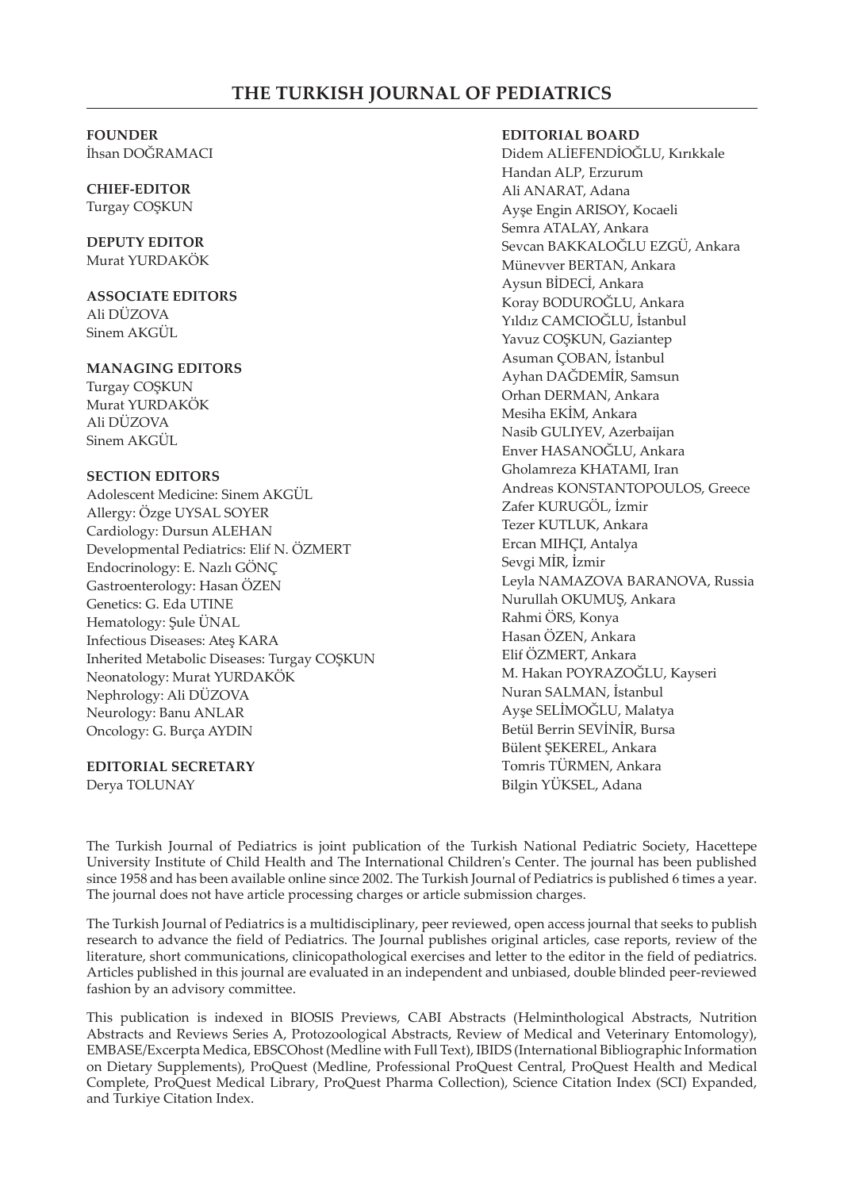# THE TURKISH JOURNAL OF PEDIATRICS

**FOUNDER**
İhsan DOĞRAMACI

**CHIEF-EDITOR**
Turgay COŞKUN

**DEPUTY EDITOR**
Murat YURDAKÖK

**ASSOCIATE EDITORS**
Ali DÜZOVA
Sinem AKGÜL

**MANAGING EDITORS**
Turgay COŞKUN
Murat YURDAKÖK
Ali DÜZOVA
Sinem AKGÜL

**SECTION EDITORS**
Adolescent Medicine: Sinem AKGÜL
Allergy: Özge UYSAL SOYER
Cardiology: Dursun ALEHAN
Developmental Pediatrics: Elif N. ÖZMERT
Endocrinology: E. Nazlı GÖNÇ
Gastroenterology: Hasan ÖZEN
Genetics: G. Eda UTINE
Hematology: Şule ÜNAL
Infectious Diseases: Ateş KARA
Inherited Metabolic Diseases: Turgay COŞKUN
Neonatology: Murat YURDAKÖK
Nephrology: Ali DÜZOVA
Neurology: Banu ANLAR
Oncology: G. Burça AYDIN

**EDITORIAL SECRETARY**
Derya TOLUNAY

**EDITORIAL BOARD**
Didem ALİEFENDİOĞLU, Kırıkkale
Handan ALP, Erzurum
Ali ANARAT, Adana
Ayşe Engin ARISOY, Kocaeli
Semra ATALAY, Ankara
Sevcan BAKKALOĞLU EZGÜ, Ankara
Münevver BERTAN, Ankara
Aysun BİDECİ, Ankara
Koray BODUROĞLU, Ankara
Yıldız CAMCIOĞLU, İstanbul
Yavuz COŞKUN, Gaziantep
Asuman ÇOBAN, İstanbul
Ayhan DAĞDEMİR, Samsun
Orhan DERMAN, Ankara
Mesiha EKİM, Ankara
Nasib GULIYEV, Azerbaijan
Enver HASANOĞLU, Ankara
Gholamreza KHATAMI, Iran
Andreas KONSTANTOPOULOS, Greece
Zafer KURUGÖL, İzmir
Tezer KUTLUK, Ankara
Ercan MIHÇI, Antalya
Sevgi MİR, İzmir
Leyla NAMAZOVA BARANOVA, Russia
Nurullah OKUMUŞ, Ankara
Rahmi ÖRS, Konya
Hasan ÖZEN, Ankara
Elif ÖZMERT, Ankara
M. Hakan POYRAZOĞLU, Kayseri
Nuran SALMAN, İstanbul
Ayşe SELİMOĞLU, Malatya
Betül Berrin SEVİNİR, Bursa
Bülent ŞEKEREL, Ankara
Tomris TÜRMEN, Ankara
Bilgin YÜKSEL, Adana

The Turkish Journal of Pediatrics is joint publication of the Turkish National Pediatric Society, Hacettepe University Institute of Child Health and The International Children's Center. The journal has been published since 1958 and has been available online since 2002. The Turkish Journal of Pediatrics is published 6 times a year. The journal does not have article processing charges or article submission charges.

The Turkish Journal of Pediatrics is a multidisciplinary, peer reviewed, open access journal that seeks to publish research to advance the field of Pediatrics. The Journal publishes original articles, case reports, review of the literature, short communications, clinicopathological exercises and letter to the editor in the field of pediatrics. Articles published in this journal are evaluated in an independent and unbiased, double blinded peer-reviewed fashion by an advisory committee.

This publication is indexed in BIOSIS Previews, CABI Abstracts (Helminthological Abstracts, Nutrition Abstracts and Reviews Series A, Protozoological Abstracts, Review of Medical and Veterinary Entomology), EMBASE/Excerpta Medica, EBSCOhost (Medline with Full Text), IBIDS (International Bibliographic Information on Dietary Supplements), ProQuest (Medline, Professional ProQuest Central, ProQuest Health and Medical Complete, ProQuest Medical Library, ProQuest Pharma Collection), Science Citation Index (SCI) Expanded, and Turkiye Citation Index.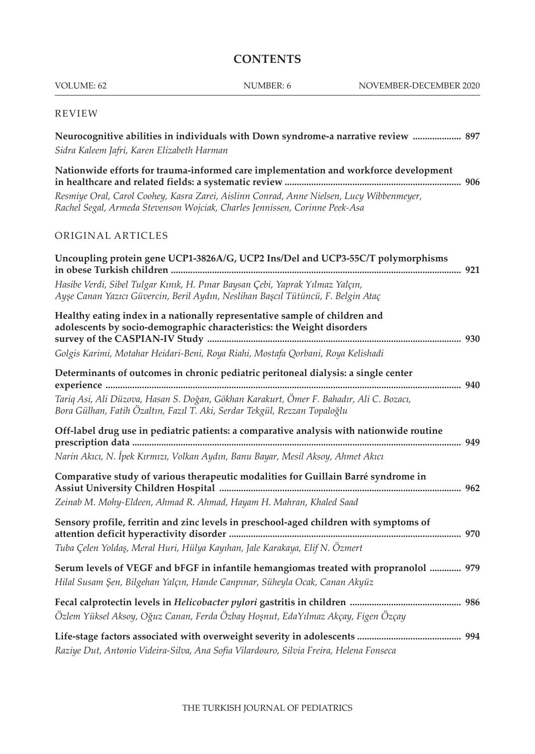# CONTENTS

VOLUME: 62 NUMBER: 6 NOVEMBER-DECEMBER 2020

## REVIEW

**Neurocognitive abilities in individuals with Down syndrome-a narrative review .................... 897**
*Sidra Kaleem Jafri, Karen Elizabeth Harman*

**Nationwide efforts for trauma-informed care implementation and workforce development in healthcare and related fields: a systematic review ........................................................................ 906**
*Resmiye Oral, Carol Coohey, Kasra Zarei, Aislinn Conrad, Anne Nielsen, Lucy Wibbenmeyer, Rachel Segal, Armeda Stevenson Wojciak, Charles Jennissen, Corinne Peek-Asa*

## ORIGINAL ARTICLES

**Uncoupling protein gene UCP1-3826A/G, UCP2 Ins/Del and UCP3-55C/T polymorphisms in obese Turkish children ........................................................................................................................ 921**
*Hasibe Verdi, Sibel Tulgar Kınık, H. Pınar Baysan Çebi, Yaprak Yılmaz Yalçın, Ayşe Canan Yazıcı Güvercin, Beril Aydın, Neslihan Başçıl Tütüncü, F. Belgin Ataç*

**Healthy eating index in a nationally representative sample of children and adolescents by socio-demographic characteristics: the Weight disorders survey of the CASPIAN-IV Study ......................................................................................................... 930**
*Golgis Karimi, Motahar Heidari-Beni, Roya Riahi, Mostafa Qorbani, Roya Kelishadi*

**Determinants of outcomes in chronic pediatric peritoneal dialysis: a single center experience ................................................................................................................................................. 940**
*Tariq Asi, Ali Düzova, Hasan S. Doğan, Gökhan Karakurt, Ömer F. Bahadır, Ali C. Bozacı, Bora Gülhan, Fatih Özaltın, Fazıl T. Aki, Serdar Tekgül, Rezzan Topaloğlu*

**Off-label drug use in pediatric patients: a comparative analysis with nationwide routine prescription data ...................................................................................................................................... 949**
*Narin Akıcı, N. İpek Kırmızı, Volkan Aydın, Banu Bayar, Mesil Aksoy, Ahmet Akıcı*

**Comparative study of various therapeutic modalities for Guillain Barré syndrome in Assiut University Children Hospital ................................................................................................... 962**
*Zeinab M. Mohy-Eldeen, Ahmad R. Ahmad, Hayam H. Mahran, Khaled Saad*

**Sensory profile, ferritin and zinc levels in preschool-aged children with symptoms of attention deficit hyperactivity disorder ............................................................................................... 970**
*Tuba Çelen Yoldaş, Meral Huri, Hülya Kayıhan, Jale Karakaya, Elif N. Özmert*

**Serum levels of VEGF and bFGF in infantile hemangiomas treated with propranolol ............. 979**
*Hilal Susam Şen, Bilgehan Yalçın, Hande Canpınar, Süheyla Ocak, Canan Akyüz*

**Fecal calprotectin levels in *Helicobacter pylori* gastritis in children ............................................. 986**
*Özlem Yüksel Aksoy, Oğuz Canan, Ferda Özbay Hoşnut, EdaYılmaz Akçay, Figen Özçay*

**Life-stage factors associated with overweight severity in adolescents ........................................... 994**
*Raziye Dut, Antonio Videira-Silva, Ana Sofia Vilardouro, Silvia Freira, Helena Fonseca*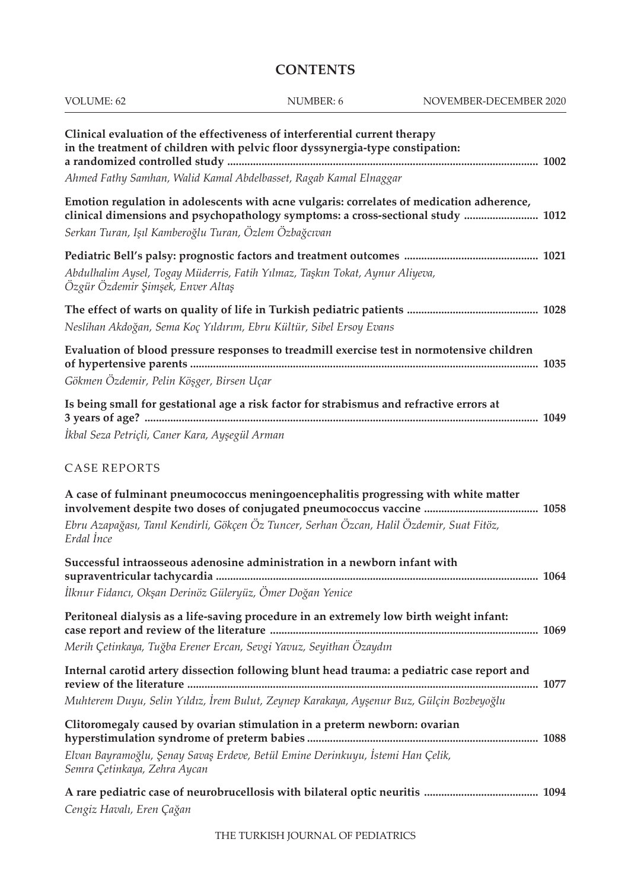# CONTENTS

VOLUME: 62 NUMBER: 6 NOVEMBER-DECEMBER 2020

**Clinical evaluation of the effectiveness of interferential current therapy in the treatment of children with pelvic floor dyssynergia-type constipation: a randomized controlled study ............ 1002**

*Ahmed Fathy Samhan, Walid Kamal Abdelbasset, Ragab Kamal Elnaggar*

**Emotion regulation in adolescents with acne vulgaris: correlates of medication adherence, clinical dimensions and psychopathology symptoms: a cross-sectional study ............ 1012**

*Serkan Turan, Işıl Kamberoğlu Turan, Özlem Özbağcıvan*

**Pediatric Bell's palsy: prognostic factors and treatment outcomes ............ 1021**

*Abdulhalim Aysel, Togay Müderris, Fatih Yılmaz, Taşkın Tokat, Aynur Aliyeva, Özgür Özdemir Şimşek, Enver Altaş*

**The effect of warts on quality of life in Turkish pediatric patients ............ 1028**

*Neslihan Akdoğan, Sema Koç Yıldırım, Ebru Kültür, Sibel Ersoy Evans*

**Evaluation of blood pressure responses to treadmill exercise test in normotensive children of hypertensive parents ............ 1035**

*Gökmen Özdemir, Pelin Köşger, Birsen Uçar*

**Is being small for gestational age a risk factor for strabismus and refractive errors at 3 years of age? ............ 1049**

*İkbal Seza Petriçli, Caner Kara, Ayşegül Arman*

## CASE REPORTS

**A case of fulminant pneumococcus meningoencephalitis progressing with white matter involvement despite two doses of conjugated pneumococcus vaccine ............ 1058**

*Ebru Azapağası, Tanıl Kendirli, Gökçen Öz Tuncer, Serhan Özcan, Halil Özdemir, Suat Fitöz, Erdal İnce*

**Successful intraosseous adenosine administration in a newborn infant with supraventricular tachycardia ............ 1064**

*İlknur Fidancı, Okşan Derinöz Güleryüz, Ömer Doğan Yenice*

**Peritoneal dialysis as a life-saving procedure in an extremely low birth weight infant: case report and review of the literature ............ 1069**

*Merih Çetinkaya, Tuğba Erener Ercan, Sevgi Yavuz, Seyithan Özaydın*

**Internal carotid artery dissection following blunt head trauma: a pediatric case report and review of the literature ............ 1077**

*Muhterem Duyu, Selin Yıldız, İrem Bulut, Zeynep Karakaya, Ayşenur Buz, Gülçin Bozbeyoğlu*

**Clitoromegaly caused by ovarian stimulation in a preterm newborn: ovarian hyperstimulation syndrome of preterm babies ............ 1088**

*Elvan Bayramoğlu, Şenay Savaş Erdeve, Betül Emine Derinkuyu, İstemi Han Çelik, Semra Çetinkaya, Zehra Aycan*

**A rare pediatric case of neurobrucellosis with bilateral optic neuritis ............ 1094**

*Cengiz Havalı, Eren Çağan*